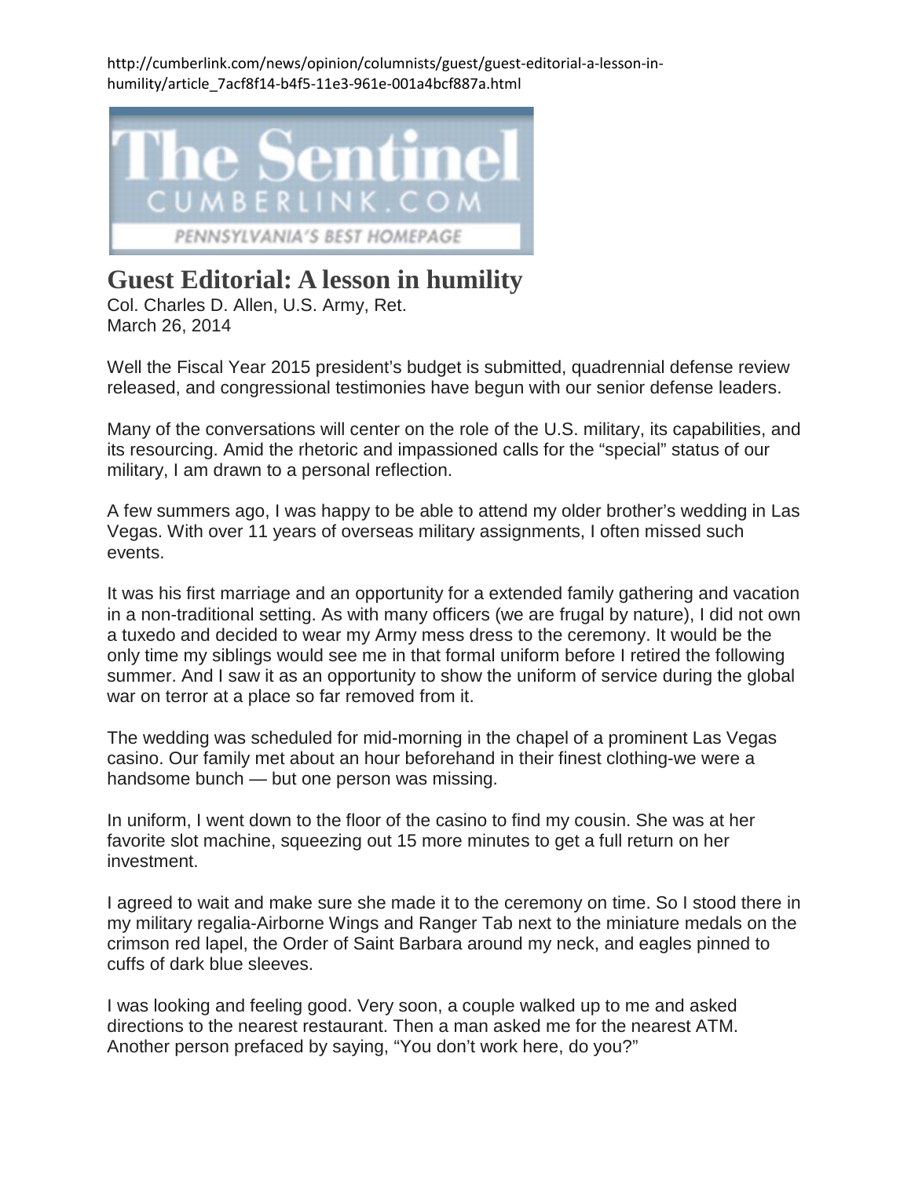http://cumberlink.com/news/opinion/columnists/guest/guest-editorial-a-lesson-in-humility/article_7acf8f14-b4f5-11e3-961e-001a4bcf887a.html

The Sentinel
CUMBERLINK.COM
PENNSYLVANIA'S BEST HOMEPAGE

# Guest Editorial: A lesson in humility

Col. Charles D. Allen, U.S. Army, Ret.
March 26, 2014

Well the Fiscal Year 2015 president's budget is submitted, quadrennial defense review released, and congressional testimonies have begun with our senior defense leaders.

Many of the conversations will center on the role of the U.S. military, its capabilities, and its resourcing. Amid the rhetoric and impassioned calls for the "special" status of our military, I am drawn to a personal reflection.

A few summers ago, I was happy to be able to attend my older brother's wedding in Las Vegas. With over 11 years of overseas military assignments, I often missed such events.

It was his first marriage and an opportunity for a extended family gathering and vacation in a non-traditional setting. As with many officers (we are frugal by nature), I did not own a tuxedo and decided to wear my Army mess dress to the ceremony. It would be the only time my siblings would see me in that formal uniform before I retired the following summer. And I saw it as an opportunity to show the uniform of service during the global war on terror at a place so far removed from it.

The wedding was scheduled for mid-morning in the chapel of a prominent Las Vegas casino. Our family met about an hour beforehand in their finest clothing-we were a handsome bunch — but one person was missing.

In uniform, I went down to the floor of the casino to find my cousin. She was at her favorite slot machine, squeezing out 15 more minutes to get a full return on her investment.

I agreed to wait and make sure she made it to the ceremony on time. So I stood there in my military regalia-Airborne Wings and Ranger Tab next to the miniature medals on the crimson red lapel, the Order of Saint Barbara around my neck, and eagles pinned to cuffs of dark blue sleeves.

I was looking and feeling good. Very soon, a couple walked up to me and asked directions to the nearest restaurant. Then a man asked me for the nearest ATM. Another person prefaced by saying, "You don't work here, do you?"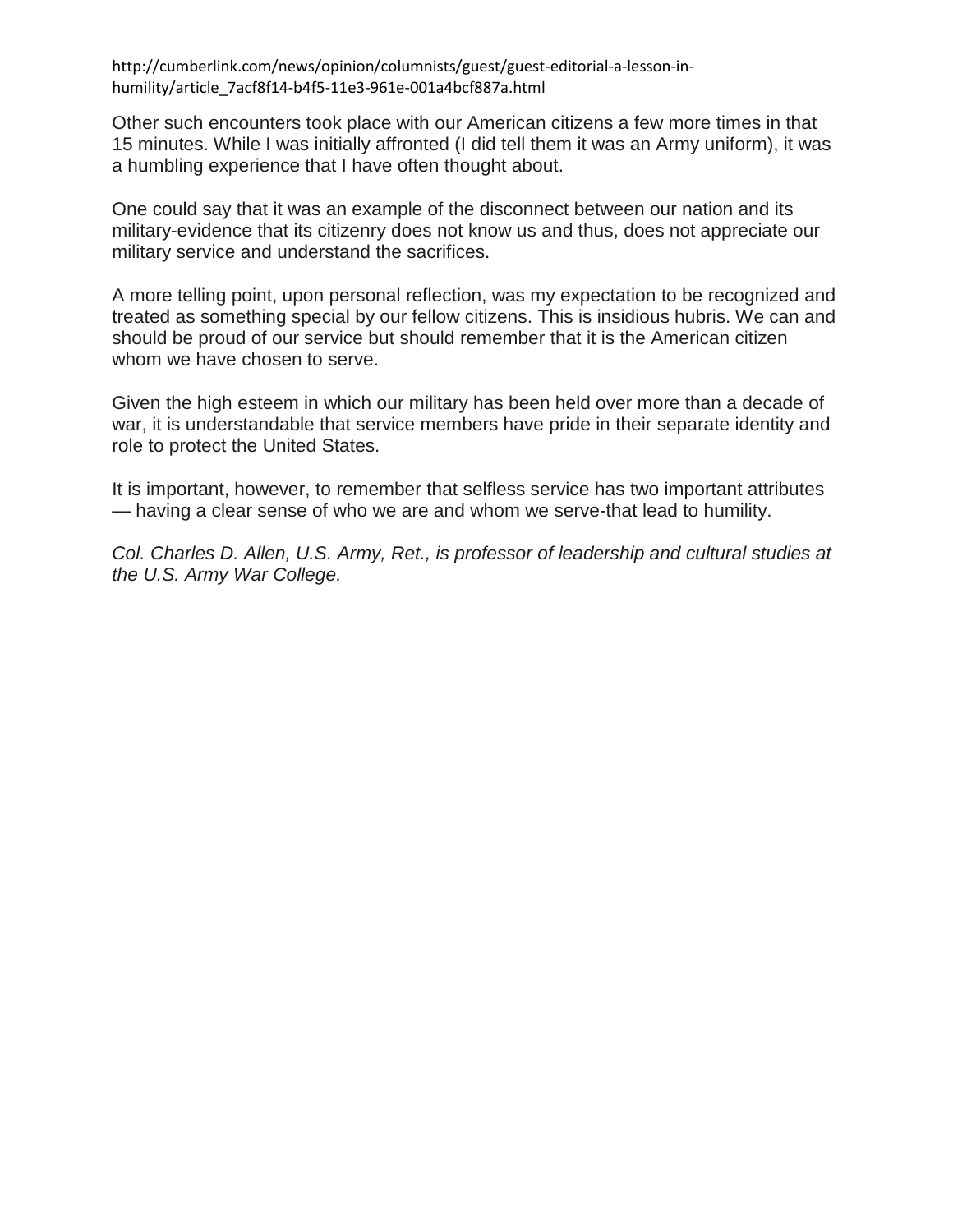http://cumberlink.com/news/opinion/columnists/guest/guest-editorial-a-lesson-in-humility/article_7acf8f14-b4f5-11e3-961e-001a4bcf887a.html

Other such encounters took place with our American citizens a few more times in that 15 minutes. While I was initially affronted (I did tell them it was an Army uniform), it was a humbling experience that I have often thought about.

One could say that it was an example of the disconnect between our nation and its military-evidence that its citizenry does not know us and thus, does not appreciate our military service and understand the sacrifices.

A more telling point, upon personal reflection, was my expectation to be recognized and treated as something special by our fellow citizens. This is insidious hubris. We can and should be proud of our service but should remember that it is the American citizen whom we have chosen to serve.

Given the high esteem in which our military has been held over more than a decade of war, it is understandable that service members have pride in their separate identity and role to protect the United States.

It is important, however, to remember that selfless service has two important attributes — having a clear sense of who we are and whom we serve-that lead to humility.

*Col. Charles D. Allen, U.S. Army, Ret., is professor of leadership and cultural studies at the U.S. Army War College.*